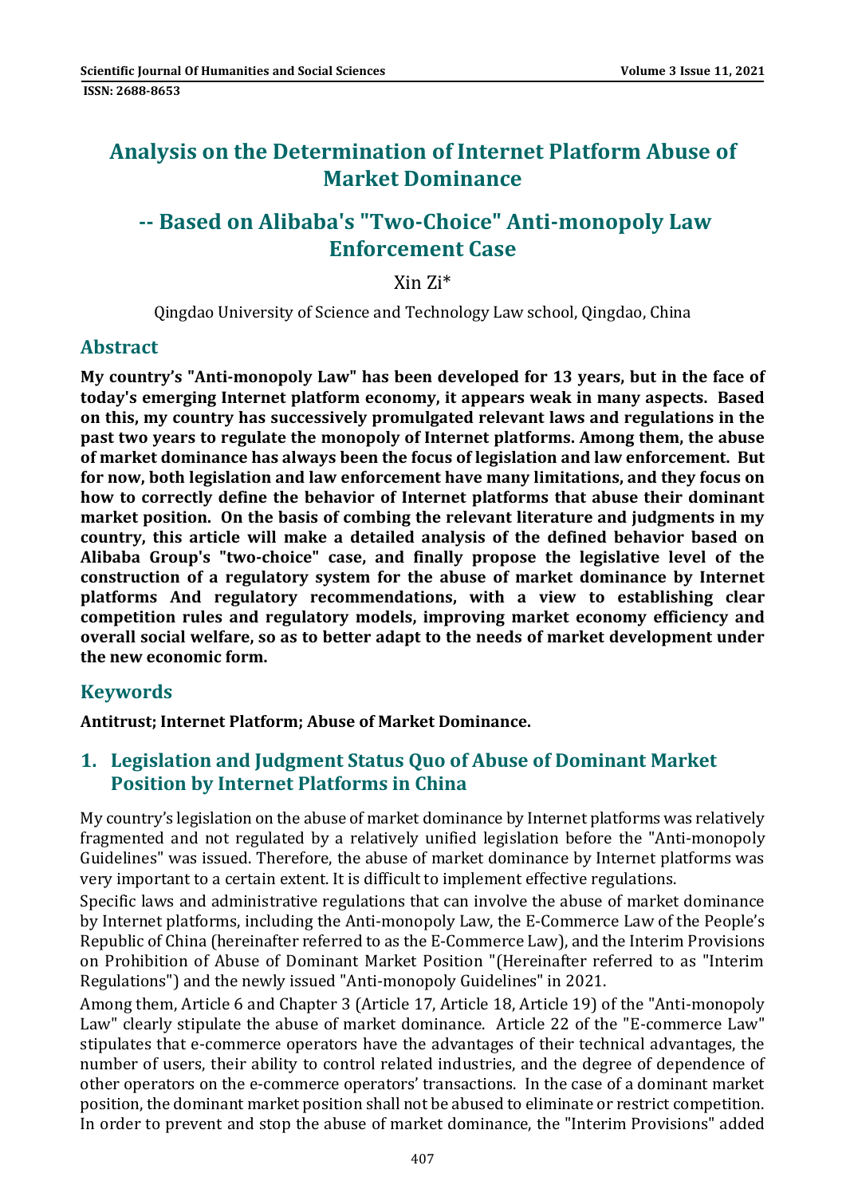# Analysis on the Determination of Internet Platform Abuse of Market Dominance

## -- Based on Alibaba's "Two-Choice" Anti-monopoly Law Enforcement Case

Xin Zi*

Qingdao University of Science and Technology Law school, Qingdao, China

## Abstract

**My country's "Anti-monopoly Law" has been developed for 13 years, but in the face of today's emerging Internet platform economy, it appears weak in many aspects. Based on this, my country has successively promulgated relevant laws and regulations in the past two years to regulate the monopoly of Internet platforms. Among them, the abuse of market dominance has always been the focus of legislation and law enforcement. But for now, both legislation and law enforcement have many limitations, and they focus on how to correctly define the behavior of Internet platforms that abuse their dominant market position. On the basis of combing the relevant literature and judgments in my country, this article will make a detailed analysis of the defined behavior based on Alibaba Group's "two-choice" case, and finally propose the legislative level of the construction of a regulatory system for the abuse of market dominance by Internet platforms And regulatory recommendations, with a view to establishing clear competition rules and regulatory models, improving market economy efficiency and overall social welfare, so as to better adapt to the needs of market development under the new economic form.**

## Keywords

**Antitrust; Internet Platform; Abuse of Market Dominance.**

## 1. Legislation and Judgment Status Quo of Abuse of Dominant Market Position by Internet Platforms in China

My country's legislation on the abuse of market dominance by Internet platforms was relatively fragmented and not regulated by a relatively unified legislation before the "Anti-monopoly Guidelines" was issued. Therefore, the abuse of market dominance by Internet platforms was very important to a certain extent. It is difficult to implement effective regulations.

Specific laws and administrative regulations that can involve the abuse of market dominance by Internet platforms, including the Anti-monopoly Law, the E-Commerce Law of the People's Republic of China (hereinafter referred to as the E-Commerce Law), and the Interim Provisions on Prohibition of Abuse of Dominant Market Position "(Hereinafter referred to as "Interim Regulations") and the newly issued "Anti-monopoly Guidelines" in 2021.

Among them, Article 6 and Chapter 3 (Article 17, Article 18, Article 19) of the "Anti-monopoly Law" clearly stipulate the abuse of market dominance. Article 22 of the "E-commerce Law" stipulates that e-commerce operators have the advantages of their technical advantages, the number of users, their ability to control related industries, and the degree of dependence of other operators on the e-commerce operators' transactions. In the case of a dominant market position, the dominant market position shall not be abused to eliminate or restrict competition. In order to prevent and stop the abuse of market dominance, the "Interim Provisions" added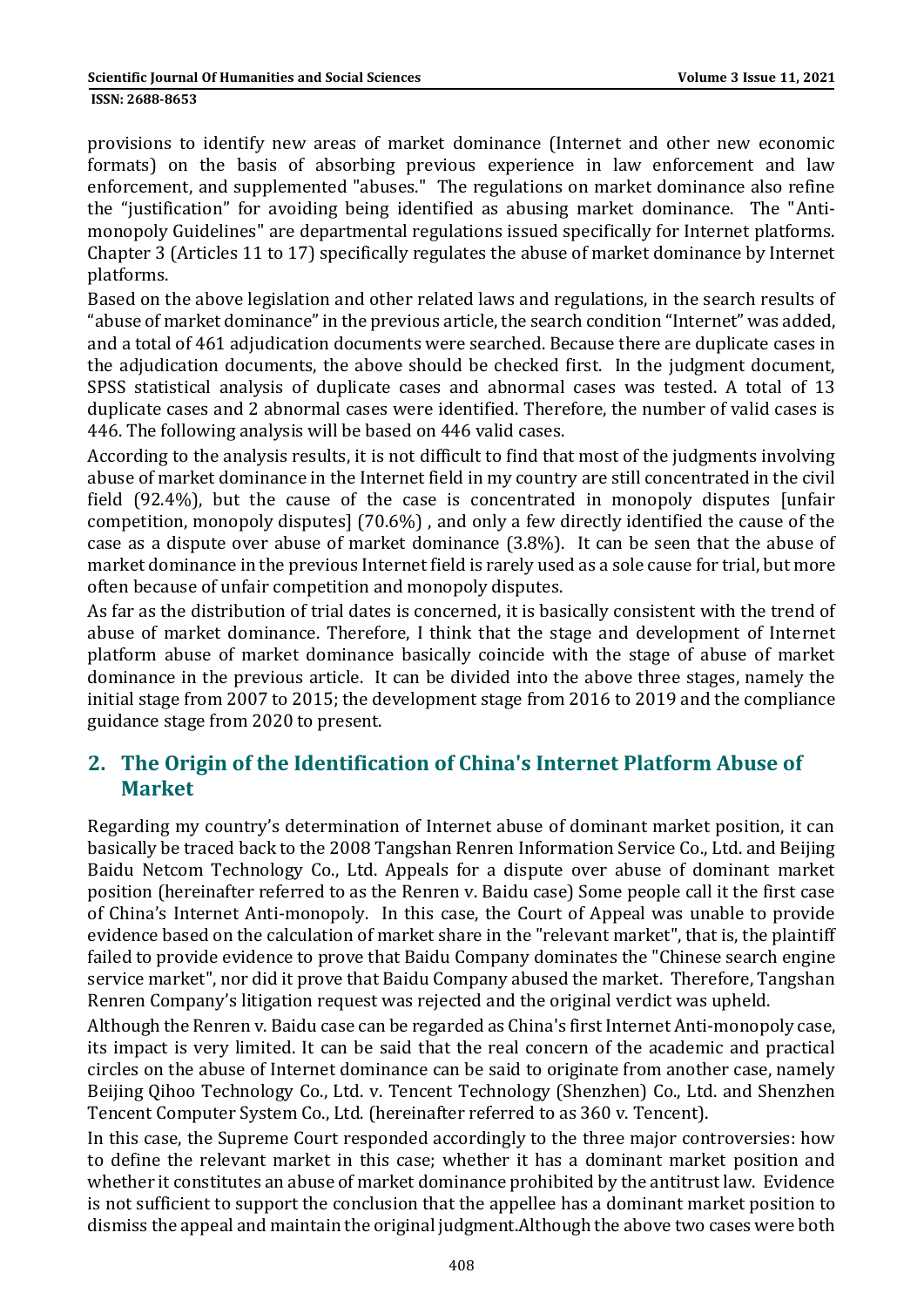provisions to identify new areas of market dominance (Internet and other new economic formats) on the basis of absorbing previous experience in law enforcement and law enforcement, and supplemented "abuses." The regulations on market dominance also refine the "justification" for avoiding being identified as abusing market dominance. The "Anti-monopoly Guidelines" are departmental regulations issued specifically for Internet platforms. Chapter 3 (Articles 11 to 17) specifically regulates the abuse of market dominance by Internet platforms.

Based on the above legislation and other related laws and regulations, in the search results of "abuse of market dominance" in the previous article, the search condition "Internet" was added, and a total of 461 adjudication documents were searched. Because there are duplicate cases in the adjudication documents, the above should be checked first. In the judgment document, SPSS statistical analysis of duplicate cases and abnormal cases was tested. A total of 13 duplicate cases and 2 abnormal cases were identified. Therefore, the number of valid cases is 446. The following analysis will be based on 446 valid cases.

According to the analysis results, it is not difficult to find that most of the judgments involving abuse of market dominance in the Internet field in my country are still concentrated in the civil field (92.4%), but the cause of the case is concentrated in monopoly disputes [unfair competition, monopoly disputes] (70.6%) , and only a few directly identified the cause of the case as a dispute over abuse of market dominance (3.8%). It can be seen that the abuse of market dominance in the previous Internet field is rarely used as a sole cause for trial, but more often because of unfair competition and monopoly disputes.

As far as the distribution of trial dates is concerned, it is basically consistent with the trend of abuse of market dominance. Therefore, I think that the stage and development of Internet platform abuse of market dominance basically coincide with the stage of abuse of market dominance in the previous article. It can be divided into the above three stages, namely the initial stage from 2007 to 2015; the development stage from 2016 to 2019 and the compliance guidance stage from 2020 to present.

## 2. The Origin of the Identification of China's Internet Platform Abuse of Market

Regarding my country's determination of Internet abuse of dominant market position, it can basically be traced back to the 2008 Tangshan Renren Information Service Co., Ltd. and Beijing Baidu Netcom Technology Co., Ltd. Appeals for a dispute over abuse of dominant market position (hereinafter referred to as the Renren v. Baidu case) Some people call it the first case of China's Internet Anti-monopoly. In this case, the Court of Appeal was unable to provide evidence based on the calculation of market share in the "relevant market", that is, the plaintiff failed to provide evidence to prove that Baidu Company dominates the "Chinese search engine service market", nor did it prove that Baidu Company abused the market. Therefore, Tangshan Renren Company's litigation request was rejected and the original verdict was upheld.

Although the Renren v. Baidu case can be regarded as China's first Internet Anti-monopoly case, its impact is very limited. It can be said that the real concern of the academic and practical circles on the abuse of Internet dominance can be said to originate from another case, namely Beijing Qihoo Technology Co., Ltd. v. Tencent Technology (Shenzhen) Co., Ltd. and Shenzhen Tencent Computer System Co., Ltd. (hereinafter referred to as 360 v. Tencent).

In this case, the Supreme Court responded accordingly to the three major controversies: how to define the relevant market in this case; whether it has a dominant market position and whether it constitutes an abuse of market dominance prohibited by the antitrust law. Evidence is not sufficient to support the conclusion that the appellee has a dominant market position to dismiss the appeal and maintain the original judgment.Although the above two cases were both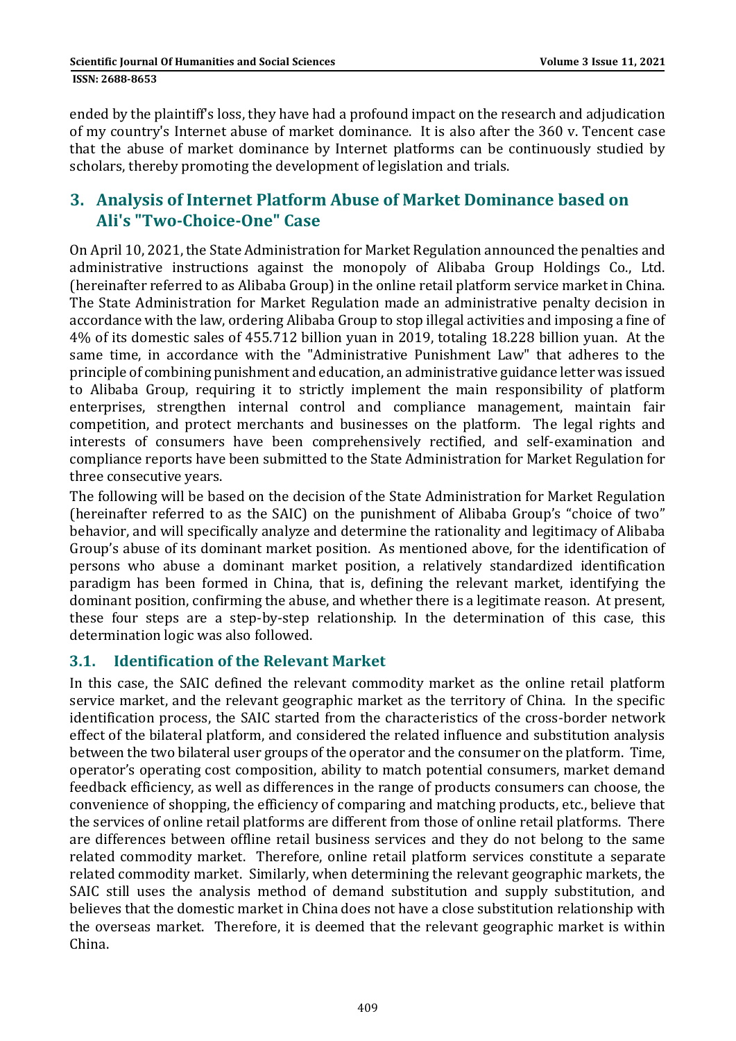ended by the plaintiff's loss, they have had a profound impact on the research and adjudication of my country's Internet abuse of market dominance. It is also after the 360 v. Tencent case that the abuse of market dominance by Internet platforms can be continuously studied by scholars, thereby promoting the development of legislation and trials.

## 3. Analysis of Internet Platform Abuse of Market Dominance based on Ali's "Two-Choice-One" Case

On April 10, 2021, the State Administration for Market Regulation announced the penalties and administrative instructions against the monopoly of Alibaba Group Holdings Co., Ltd. (hereinafter referred to as Alibaba Group) in the online retail platform service market in China. The State Administration for Market Regulation made an administrative penalty decision in accordance with the law, ordering Alibaba Group to stop illegal activities and imposing a fine of 4% of its domestic sales of 455.712 billion yuan in 2019, totaling 18.228 billion yuan. At the same time, in accordance with the "Administrative Punishment Law" that adheres to the principle of combining punishment and education, an administrative guidance letter was issued to Alibaba Group, requiring it to strictly implement the main responsibility of platform enterprises, strengthen internal control and compliance management, maintain fair competition, and protect merchants and businesses on the platform. The legal rights and interests of consumers have been comprehensively rectified, and self-examination and compliance reports have been submitted to the State Administration for Market Regulation for three consecutive years.

The following will be based on the decision of the State Administration for Market Regulation (hereinafter referred to as the SAIC) on the punishment of Alibaba Group's "choice of two" behavior, and will specifically analyze and determine the rationality and legitimacy of Alibaba Group's abuse of its dominant market position. As mentioned above, for the identification of persons who abuse a dominant market position, a relatively standardized identification paradigm has been formed in China, that is, defining the relevant market, identifying the dominant position, confirming the abuse, and whether there is a legitimate reason. At present, these four steps are a step-by-step relationship. In the determination of this case, this determination logic was also followed.

### 3.1. Identification of the Relevant Market

In this case, the SAIC defined the relevant commodity market as the online retail platform service market, and the relevant geographic market as the territory of China. In the specific identification process, the SAIC started from the characteristics of the cross-border network effect of the bilateral platform, and considered the related influence and substitution analysis between the two bilateral user groups of the operator and the consumer on the platform. Time, operator's operating cost composition, ability to match potential consumers, market demand feedback efficiency, as well as differences in the range of products consumers can choose, the convenience of shopping, the efficiency of comparing and matching products, etc., believe that the services of online retail platforms are different from those of online retail platforms. There are differences between offline retail business services and they do not belong to the same related commodity market. Therefore, online retail platform services constitute a separate related commodity market. Similarly, when determining the relevant geographic markets, the SAIC still uses the analysis method of demand substitution and supply substitution, and believes that the domestic market in China does not have a close substitution relationship with the overseas market. Therefore, it is deemed that the relevant geographic market is within China.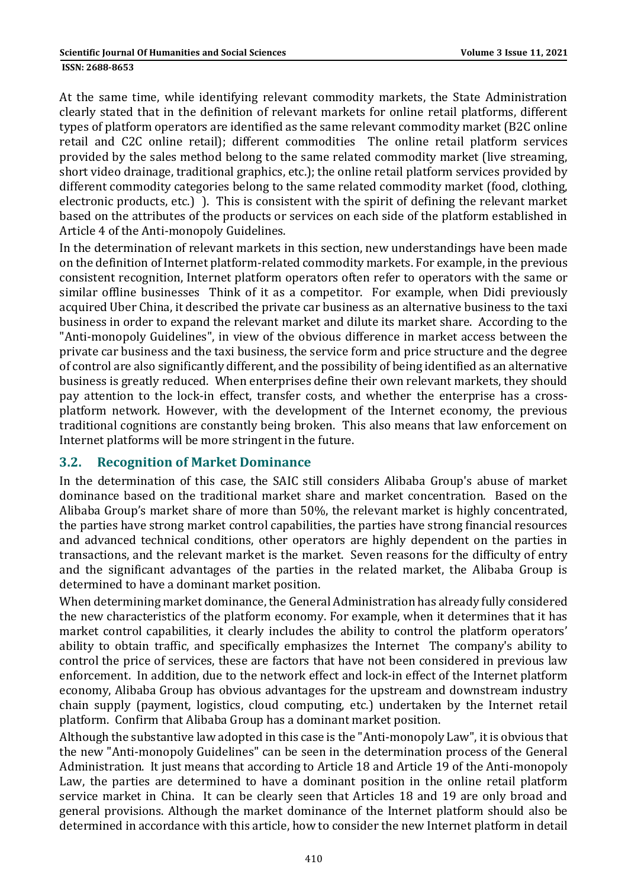At the same time, while identifying relevant commodity markets, the State Administration clearly stated that in the definition of relevant markets for online retail platforms, different types of platform operators are identified as the same relevant commodity market (B2C online retail and C2C online retail); different commodities The online retail platform services provided by the sales method belong to the same related commodity market (live streaming, short video drainage, traditional graphics, etc.); the online retail platform services provided by different commodity categories belong to the same related commodity market (food, clothing, electronic products, etc.) ). This is consistent with the spirit of defining the relevant market based on the attributes of the products or services on each side of the platform established in Article 4 of the Anti-monopoly Guidelines.

In the determination of relevant markets in this section, new understandings have been made on the definition of Internet platform-related commodity markets. For example, in the previous consistent recognition, Internet platform operators often refer to operators with the same or similar offline businesses Think of it as a competitor. For example, when Didi previously acquired Uber China, it described the private car business as an alternative business to the taxi business in order to expand the relevant market and dilute its market share. According to the "Anti-monopoly Guidelines", in view of the obvious difference in market access between the private car business and the taxi business, the service form and price structure and the degree of control are also significantly different, and the possibility of being identified as an alternative business is greatly reduced. When enterprises define their own relevant markets, they should pay attention to the lock-in effect, transfer costs, and whether the enterprise has a cross-platform network. However, with the development of the Internet economy, the previous traditional cognitions are constantly being broken. This also means that law enforcement on Internet platforms will be more stringent in the future.

## 3.2. Recognition of Market Dominance

In the determination of this case, the SAIC still considers Alibaba Group's abuse of market dominance based on the traditional market share and market concentration. Based on the Alibaba Group's market share of more than 50%, the relevant market is highly concentrated, the parties have strong market control capabilities, the parties have strong financial resources and advanced technical conditions, other operators are highly dependent on the parties in transactions, and the relevant market is the market. Seven reasons for the difficulty of entry and the significant advantages of the parties in the related market, the Alibaba Group is determined to have a dominant market position.

When determining market dominance, the General Administration has already fully considered the new characteristics of the platform economy. For example, when it determines that it has market control capabilities, it clearly includes the ability to control the platform operators' ability to obtain traffic, and specifically emphasizes the Internet The company's ability to control the price of services, these are factors that have not been considered in previous law enforcement. In addition, due to the network effect and lock-in effect of the Internet platform economy, Alibaba Group has obvious advantages for the upstream and downstream industry chain supply (payment, logistics, cloud computing, etc.) undertaken by the Internet retail platform. Confirm that Alibaba Group has a dominant market position.

Although the substantive law adopted in this case is the "Anti-monopoly Law", it is obvious that the new "Anti-monopoly Guidelines" can be seen in the determination process of the General Administration. It just means that according to Article 18 and Article 19 of the Anti-monopoly Law, the parties are determined to have a dominant position in the online retail platform service market in China. It can be clearly seen that Articles 18 and 19 are only broad and general provisions. Although the market dominance of the Internet platform should also be determined in accordance with this article, how to consider the new Internet platform in detail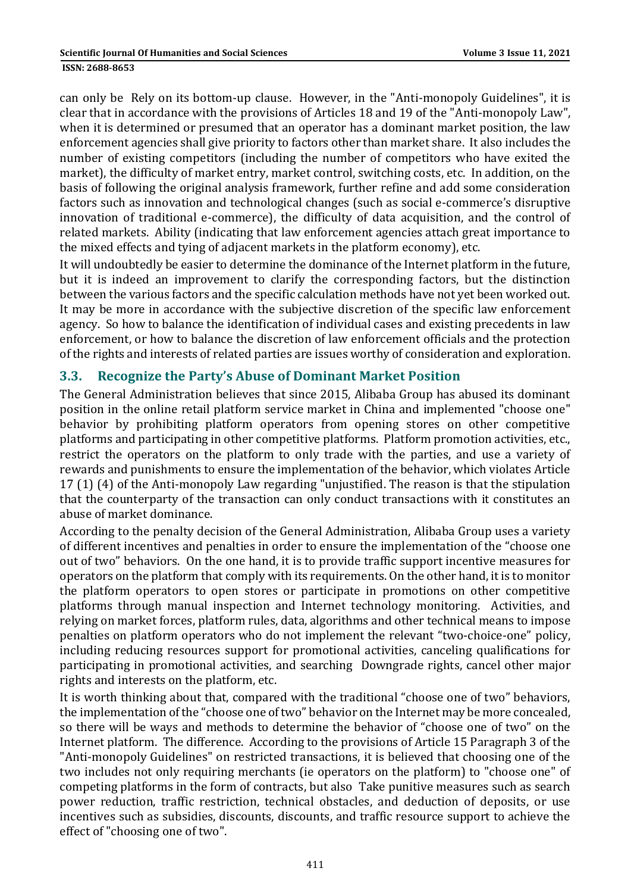can only be Rely on its bottom-up clause. However, in the "Anti-monopoly Guidelines", it is clear that in accordance with the provisions of Articles 18 and 19 of the "Anti-monopoly Law", when it is determined or presumed that an operator has a dominant market position, the law enforcement agencies shall give priority to factors other than market share. It also includes the number of existing competitors (including the number of competitors who have exited the market), the difficulty of market entry, market control, switching costs, etc. In addition, on the basis of following the original analysis framework, further refine and add some consideration factors such as innovation and technological changes (such as social e-commerce's disruptive innovation of traditional e-commerce), the difficulty of data acquisition, and the control of related markets. Ability (indicating that law enforcement agencies attach great importance to the mixed effects and tying of adjacent markets in the platform economy), etc.

It will undoubtedly be easier to determine the dominance of the Internet platform in the future, but it is indeed an improvement to clarify the corresponding factors, but the distinction between the various factors and the specific calculation methods have not yet been worked out. It may be more in accordance with the subjective discretion of the specific law enforcement agency. So how to balance the identification of individual cases and existing precedents in law enforcement, or how to balance the discretion of law enforcement officials and the protection of the rights and interests of related parties are issues worthy of consideration and exploration.

### 3.3. Recognize the Party's Abuse of Dominant Market Position

The General Administration believes that since 2015, Alibaba Group has abused its dominant position in the online retail platform service market in China and implemented "choose one" behavior by prohibiting platform operators from opening stores on other competitive platforms and participating in other competitive platforms. Platform promotion activities, etc., restrict the operators on the platform to only trade with the parties, and use a variety of rewards and punishments to ensure the implementation of the behavior, which violates Article 17 (1) (4) of the Anti-monopoly Law regarding "unjustified. The reason is that the stipulation that the counterparty of the transaction can only conduct transactions with it constitutes an abuse of market dominance.

According to the penalty decision of the General Administration, Alibaba Group uses a variety of different incentives and penalties in order to ensure the implementation of the "choose one out of two" behaviors. On the one hand, it is to provide traffic support incentive measures for operators on the platform that comply with its requirements. On the other hand, it is to monitor the platform operators to open stores or participate in promotions on other competitive platforms through manual inspection and Internet technology monitoring. Activities, and relying on market forces, platform rules, data, algorithms and other technical means to impose penalties on platform operators who do not implement the relevant "two-choice-one" policy, including reducing resources support for promotional activities, canceling qualifications for participating in promotional activities, and searching Downgrade rights, cancel other major rights and interests on the platform, etc.

It is worth thinking about that, compared with the traditional "choose one of two" behaviors, the implementation of the "choose one of two" behavior on the Internet may be more concealed, so there will be ways and methods to determine the behavior of "choose one of two" on the Internet platform. The difference. According to the provisions of Article 15 Paragraph 3 of the "Anti-monopoly Guidelines" on restricted transactions, it is believed that choosing one of the two includes not only requiring merchants (ie operators on the platform) to "choose one" of competing platforms in the form of contracts, but also Take punitive measures such as search power reduction, traffic restriction, technical obstacles, and deduction of deposits, or use incentives such as subsidies, discounts, discounts, and traffic resource support to achieve the effect of "choosing one of two".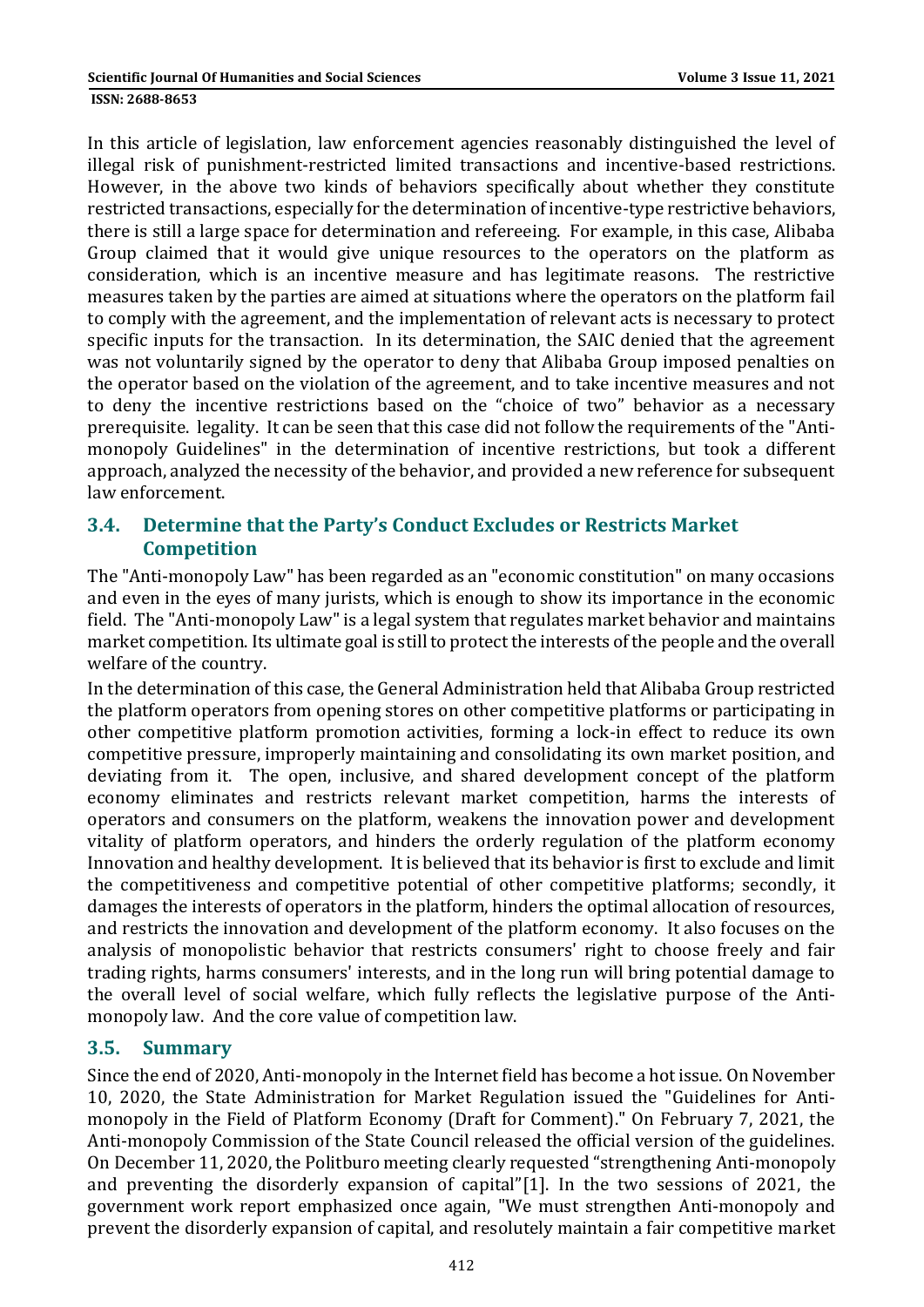In this article of legislation, law enforcement agencies reasonably distinguished the level of illegal risk of punishment-restricted limited transactions and incentive-based restrictions. However, in the above two kinds of behaviors specifically about whether they constitute restricted transactions, especially for the determination of incentive-type restrictive behaviors, there is still a large space for determination and refereeing. For example, in this case, Alibaba Group claimed that it would give unique resources to the operators on the platform as consideration, which is an incentive measure and has legitimate reasons. The restrictive measures taken by the parties are aimed at situations where the operators on the platform fail to comply with the agreement, and the implementation of relevant acts is necessary to protect specific inputs for the transaction. In its determination, the SAIC denied that the agreement was not voluntarily signed by the operator to deny that Alibaba Group imposed penalties on the operator based on the violation of the agreement, and to take incentive measures and not to deny the incentive restrictions based on the "choice of two" behavior as a necessary prerequisite. legality. It can be seen that this case did not follow the requirements of the "Anti-monopoly Guidelines" in the determination of incentive restrictions, but took a different approach, analyzed the necessity of the behavior, and provided a new reference for subsequent law enforcement.

## 3.4. Determine that the Party's Conduct Excludes or Restricts Market Competition

The "Anti-monopoly Law" has been regarded as an "economic constitution" on many occasions and even in the eyes of many jurists, which is enough to show its importance in the economic field. The "Anti-monopoly Law" is a legal system that regulates market behavior and maintains market competition. Its ultimate goal is still to protect the interests of the people and the overall welfare of the country.

In the determination of this case, the General Administration held that Alibaba Group restricted the platform operators from opening stores on other competitive platforms or participating in other competitive platform promotion activities, forming a lock-in effect to reduce its own competitive pressure, improperly maintaining and consolidating its own market position, and deviating from it. The open, inclusive, and shared development concept of the platform economy eliminates and restricts relevant market competition, harms the interests of operators and consumers on the platform, weakens the innovation power and development vitality of platform operators, and hinders the orderly regulation of the platform economy Innovation and healthy development. It is believed that its behavior is first to exclude and limit the competitiveness and competitive potential of other competitive platforms; secondly, it damages the interests of operators in the platform, hinders the optimal allocation of resources, and restricts the innovation and development of the platform economy. It also focuses on the analysis of monopolistic behavior that restricts consumers' right to choose freely and fair trading rights, harms consumers' interests, and in the long run will bring potential damage to the overall level of social welfare, which fully reflects the legislative purpose of the Anti-monopoly law. And the core value of competition law.

## 3.5. Summary

Since the end of 2020, Anti-monopoly in the Internet field has become a hot issue. On November 10, 2020, the State Administration for Market Regulation issued the "Guidelines for Anti-monopoly in the Field of Platform Economy (Draft for Comment)." On February 7, 2021, the Anti-monopoly Commission of the State Council released the official version of the guidelines. On December 11, 2020, the Politburo meeting clearly requested "strengthening Anti-monopoly and preventing the disorderly expansion of capital"[1]. In the two sessions of 2021, the government work report emphasized once again, "We must strengthen Anti-monopoly and prevent the disorderly expansion of capital, and resolutely maintain a fair competitive market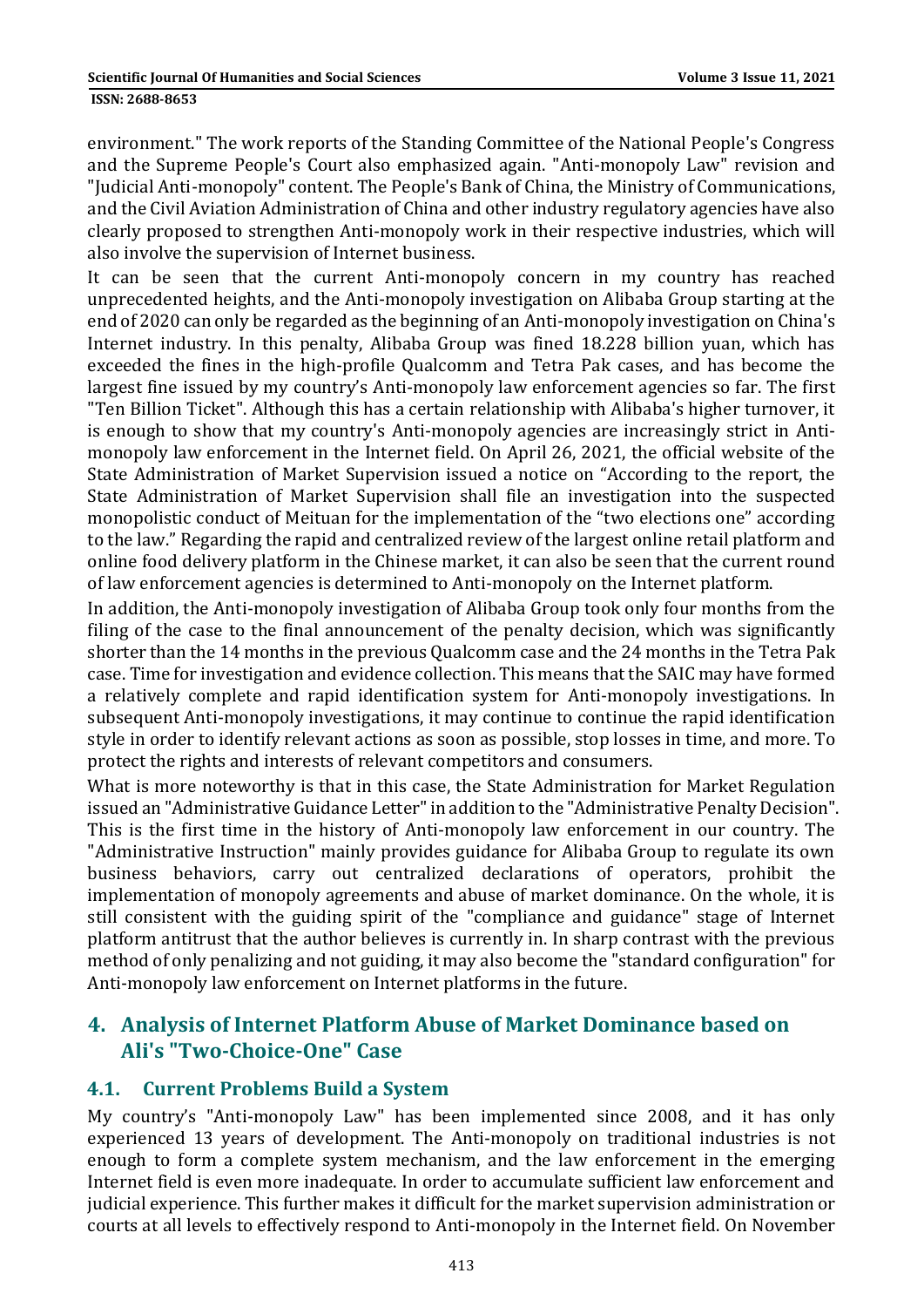environment." The work reports of the Standing Committee of the National People's Congress and the Supreme People's Court also emphasized again. "Anti-monopoly Law" revision and "Judicial Anti-monopoly" content. The People's Bank of China, the Ministry of Communications, and the Civil Aviation Administration of China and other industry regulatory agencies have also clearly proposed to strengthen Anti-monopoly work in their respective industries, which will also involve the supervision of Internet business.

It can be seen that the current Anti-monopoly concern in my country has reached unprecedented heights, and the Anti-monopoly investigation on Alibaba Group starting at the end of 2020 can only be regarded as the beginning of an Anti-monopoly investigation on China's Internet industry. In this penalty, Alibaba Group was fined 18.228 billion yuan, which has exceeded the fines in the high-profile Qualcomm and Tetra Pak cases, and has become the largest fine issued by my country's Anti-monopoly law enforcement agencies so far. The first "Ten Billion Ticket". Although this has a certain relationship with Alibaba's higher turnover, it is enough to show that my country's Anti-monopoly agencies are increasingly strict in Anti-monopoly law enforcement in the Internet field. On April 26, 2021, the official website of the State Administration of Market Supervision issued a notice on "According to the report, the State Administration of Market Supervision shall file an investigation into the suspected monopolistic conduct of Meituan for the implementation of the "two elections one" according to the law." Regarding the rapid and centralized review of the largest online retail platform and online food delivery platform in the Chinese market, it can also be seen that the current round of law enforcement agencies is determined to Anti-monopoly on the Internet platform.

In addition, the Anti-monopoly investigation of Alibaba Group took only four months from the filing of the case to the final announcement of the penalty decision, which was significantly shorter than the 14 months in the previous Qualcomm case and the 24 months in the Tetra Pak case. Time for investigation and evidence collection. This means that the SAIC may have formed a relatively complete and rapid identification system for Anti-monopoly investigations. In subsequent Anti-monopoly investigations, it may continue to continue the rapid identification style in order to identify relevant actions as soon as possible, stop losses in time, and more. To protect the rights and interests of relevant competitors and consumers.

What is more noteworthy is that in this case, the State Administration for Market Regulation issued an "Administrative Guidance Letter" in addition to the "Administrative Penalty Decision". This is the first time in the history of Anti-monopoly law enforcement in our country. The "Administrative Instruction" mainly provides guidance for Alibaba Group to regulate its own business behaviors, carry out centralized declarations of operators, prohibit the implementation of monopoly agreements and abuse of market dominance. On the whole, it is still consistent with the guiding spirit of the "compliance and guidance" stage of Internet platform antitrust that the author believes is currently in. In sharp contrast with the previous method of only penalizing and not guiding, it may also become the "standard configuration" for Anti-monopoly law enforcement on Internet platforms in the future.

## 4. Analysis of Internet Platform Abuse of Market Dominance based on Ali's "Two-Choice-One" Case

### 4.1. Current Problems Build a System

My country's "Anti-monopoly Law" has been implemented since 2008, and it has only experienced 13 years of development. The Anti-monopoly on traditional industries is not enough to form a complete system mechanism, and the law enforcement in the emerging Internet field is even more inadequate. In order to accumulate sufficient law enforcement and judicial experience. This further makes it difficult for the market supervision administration or courts at all levels to effectively respond to Anti-monopoly in the Internet field. On November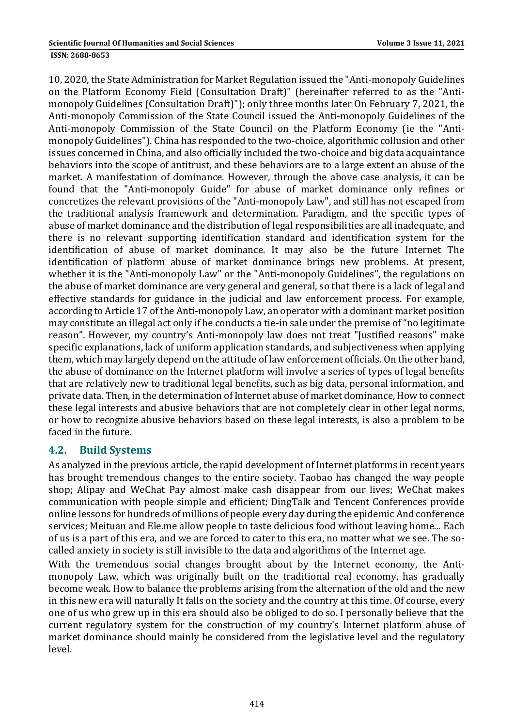10, 2020, the State Administration for Market Regulation issued the "Anti-monopoly Guidelines on the Platform Economy Field (Consultation Draft)" (hereinafter referred to as the "Anti-monopoly Guidelines (Consultation Draft)"); only three months later On February 7, 2021, the Anti-monopoly Commission of the State Council issued the Anti-monopoly Guidelines of the Anti-monopoly Commission of the State Council on the Platform Economy (ie the "Anti-monopoly Guidelines"). China has responded to the two-choice, algorithmic collusion and other issues concerned in China, and also officially included the two-choice and big data acquaintance behaviors into the scope of antitrust, and these behaviors are to a large extent an abuse of the market. A manifestation of dominance. However, through the above case analysis, it can be found that the "Anti-monopoly Guide" for abuse of market dominance only refines or concretizes the relevant provisions of the "Anti-monopoly Law", and still has not escaped from the traditional analysis framework and determination. Paradigm, and the specific types of abuse of market dominance and the distribution of legal responsibilities are all inadequate, and there is no relevant supporting identification standard and identification system for the identification of abuse of market dominance. It may also be the future Internet The identification of platform abuse of market dominance brings new problems. At present, whether it is the "Anti-monopoly Law" or the "Anti-monopoly Guidelines", the regulations on the abuse of market dominance are very general and general, so that there is a lack of legal and effective standards for guidance in the judicial and law enforcement process. For example, according to Article 17 of the Anti-monopoly Law, an operator with a dominant market position may constitute an illegal act only if he conducts a tie-in sale under the premise of "no legitimate reason". However, my country's Anti-monopoly law does not treat "Justified reasons" make specific explanations, lack of uniform application standards, and subjectiveness when applying them, which may largely depend on the attitude of law enforcement officials. On the other hand, the abuse of dominance on the Internet platform will involve a series of types of legal benefits that are relatively new to traditional legal benefits, such as big data, personal information, and private data. Then, in the determination of Internet abuse of market dominance, How to connect these legal interests and abusive behaviors that are not completely clear in other legal norms, or how to recognize abusive behaviors based on these legal interests, is also a problem to be faced in the future.

## 4.2. Build Systems

As analyzed in the previous article, the rapid development of Internet platforms in recent years has brought tremendous changes to the entire society. Taobao has changed the way people shop; Alipay and WeChat Pay almost make cash disappear from our lives; WeChat makes communication with people simple and efficient; DingTalk and Tencent Conferences provide online lessons for hundreds of millions of people every day during the epidemic And conference services; Meituan and Ele.me allow people to taste delicious food without leaving home... Each of us is a part of this era, and we are forced to cater to this era, no matter what we see. The so-called anxiety in society is still invisible to the data and algorithms of the Internet age.

With the tremendous social changes brought about by the Internet economy, the Anti-monopoly Law, which was originally built on the traditional real economy, has gradually become weak. How to balance the problems arising from the alternation of the old and the new in this new era will naturally It falls on the society and the country at this time. Of course, every one of us who grew up in this era should also be obliged to do so. I personally believe that the current regulatory system for the construction of my country's Internet platform abuse of market dominance should mainly be considered from the legislative level and the regulatory level.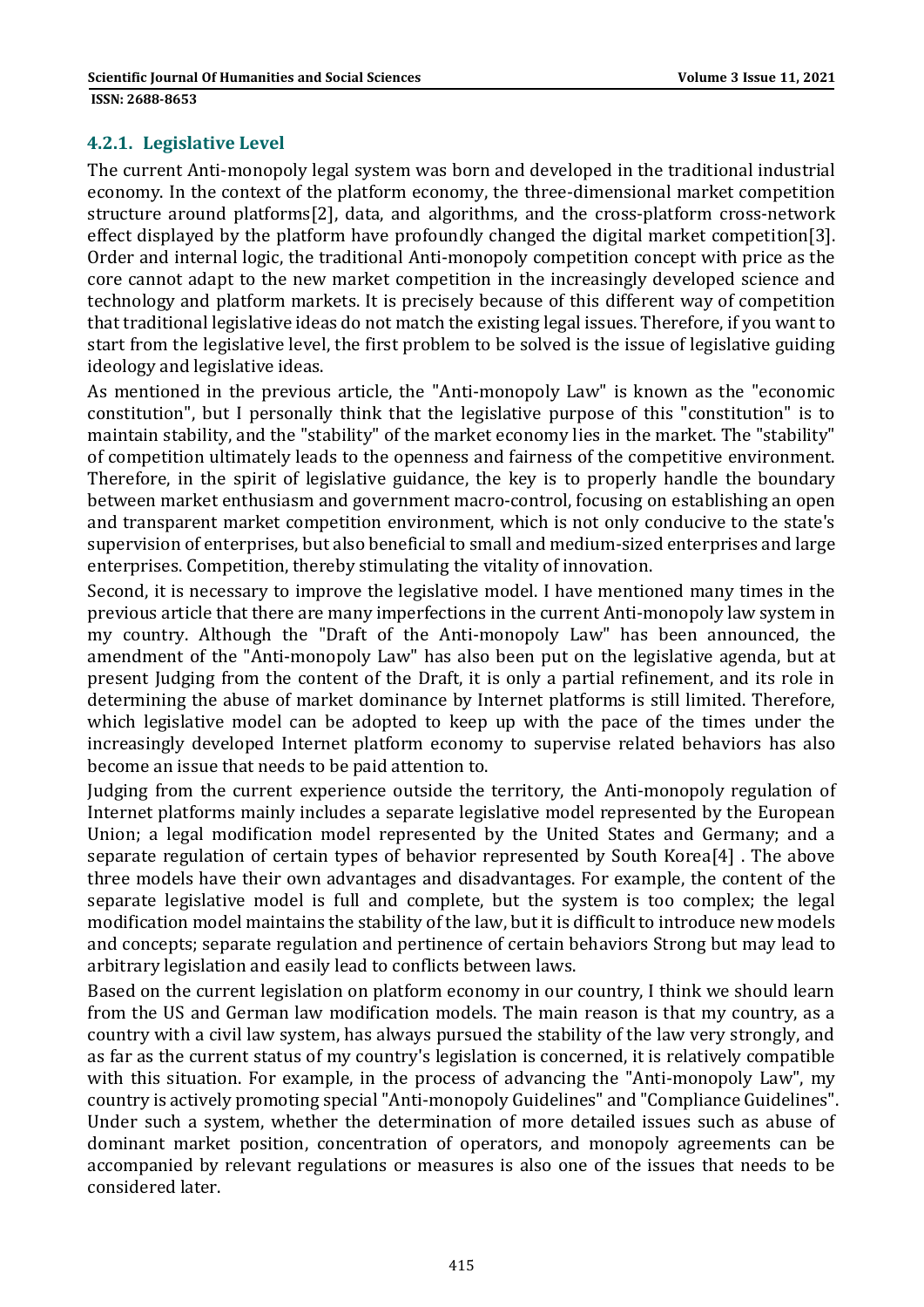#### 4.2.1. Legislative Level

The current Anti-monopoly legal system was born and developed in the traditional industrial economy. In the context of the platform economy, the three-dimensional market competition structure around platforms[2], data, and algorithms, and the cross-platform cross-network effect displayed by the platform have profoundly changed the digital market competition[3]. Order and internal logic, the traditional Anti-monopoly competition concept with price as the core cannot adapt to the new market competition in the increasingly developed science and technology and platform markets. It is precisely because of this different way of competition that traditional legislative ideas do not match the existing legal issues. Therefore, if you want to start from the legislative level, the first problem to be solved is the issue of legislative guiding ideology and legislative ideas.

As mentioned in the previous article, the "Anti-monopoly Law" is known as the "economic constitution", but I personally think that the legislative purpose of this "constitution" is to maintain stability, and the "stability" of the market economy lies in the market. The "stability" of competition ultimately leads to the openness and fairness of the competitive environment. Therefore, in the spirit of legislative guidance, the key is to properly handle the boundary between market enthusiasm and government macro-control, focusing on establishing an open and transparent market competition environment, which is not only conducive to the state's supervision of enterprises, but also beneficial to small and medium-sized enterprises and large enterprises. Competition, thereby stimulating the vitality of innovation.

Second, it is necessary to improve the legislative model. I have mentioned many times in the previous article that there are many imperfections in the current Anti-monopoly law system in my country. Although the "Draft of the Anti-monopoly Law" has been announced, the amendment of the "Anti-monopoly Law" has also been put on the legislative agenda, but at present Judging from the content of the Draft, it is only a partial refinement, and its role in determining the abuse of market dominance by Internet platforms is still limited. Therefore, which legislative model can be adopted to keep up with the pace of the times under the increasingly developed Internet platform economy to supervise related behaviors has also become an issue that needs to be paid attention to.

Judging from the current experience outside the territory, the Anti-monopoly regulation of Internet platforms mainly includes a separate legislative model represented by the European Union; a legal modification model represented by the United States and Germany; and a separate regulation of certain types of behavior represented by South Korea[4] . The above three models have their own advantages and disadvantages. For example, the content of the separate legislative model is full and complete, but the system is too complex; the legal modification model maintains the stability of the law, but it is difficult to introduce new models and concepts; separate regulation and pertinence of certain behaviors Strong but may lead to arbitrary legislation and easily lead to conflicts between laws.

Based on the current legislation on platform economy in our country, I think we should learn from the US and German law modification models. The main reason is that my country, as a country with a civil law system, has always pursued the stability of the law very strongly, and as far as the current status of my country's legislation is concerned, it is relatively compatible with this situation. For example, in the process of advancing the "Anti-monopoly Law", my country is actively promoting special "Anti-monopoly Guidelines" and "Compliance Guidelines". Under such a system, whether the determination of more detailed issues such as abuse of dominant market position, concentration of operators, and monopoly agreements can be accompanied by relevant regulations or measures is also one of the issues that needs to be considered later.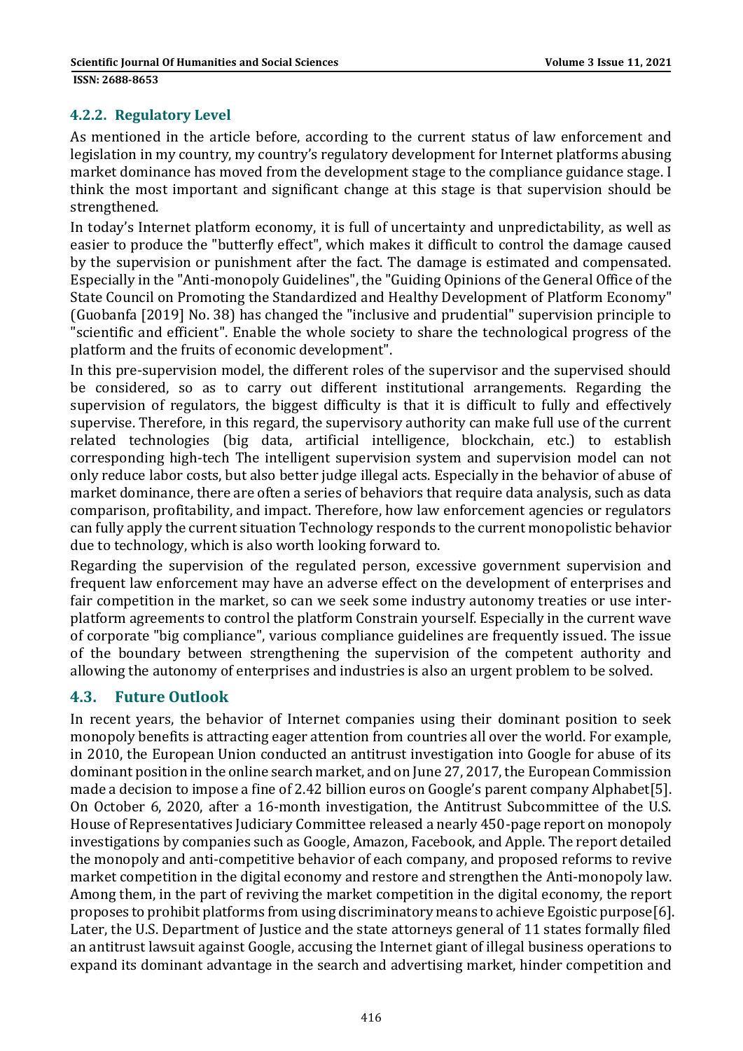### 4.2.2. Regulatory Level

As mentioned in the article before, according to the current status of law enforcement and legislation in my country, my country's regulatory development for Internet platforms abusing market dominance has moved from the development stage to the compliance guidance stage. I think the most important and significant change at this stage is that supervision should be strengthened.

In today's Internet platform economy, it is full of uncertainty and unpredictability, as well as easier to produce the "butterfly effect", which makes it difficult to control the damage caused by the supervision or punishment after the fact. The damage is estimated and compensated. Especially in the "Anti-monopoly Guidelines", the "Guiding Opinions of the General Office of the State Council on Promoting the Standardized and Healthy Development of Platform Economy" (Guobanfa [2019] No. 38) has changed the "inclusive and prudential" supervision principle to "scientific and efficient". Enable the whole society to share the technological progress of the platform and the fruits of economic development".

In this pre-supervision model, the different roles of the supervisor and the supervised should be considered, so as to carry out different institutional arrangements. Regarding the supervision of regulators, the biggest difficulty is that it is difficult to fully and effectively supervise. Therefore, in this regard, the supervisory authority can make full use of the current related technologies (big data, artificial intelligence, blockchain, etc.) to establish corresponding high-tech The intelligent supervision system and supervision model can not only reduce labor costs, but also better judge illegal acts. Especially in the behavior of abuse of market dominance, there are often a series of behaviors that require data analysis, such as data comparison, profitability, and impact. Therefore, how law enforcement agencies or regulators can fully apply the current situation Technology responds to the current monopolistic behavior due to technology, which is also worth looking forward to.

Regarding the supervision of the regulated person, excessive government supervision and frequent law enforcement may have an adverse effect on the development of enterprises and fair competition in the market, so can we seek some industry autonomy treaties or use inter-platform agreements to control the platform Constrain yourself. Especially in the current wave of corporate "big compliance", various compliance guidelines are frequently issued. The issue of the boundary between strengthening the supervision of the competent authority and allowing the autonomy of enterprises and industries is also an urgent problem to be solved.

## 4.3. Future Outlook

In recent years, the behavior of Internet companies using their dominant position to seek monopoly benefits is attracting eager attention from countries all over the world. For example, in 2010, the European Union conducted an antitrust investigation into Google for abuse of its dominant position in the online search market, and on June 27, 2017, the European Commission made a decision to impose a fine of 2.42 billion euros on Google's parent company Alphabet[5]. On October 6, 2020, after a 16-month investigation, the Antitrust Subcommittee of the U.S. House of Representatives Judiciary Committee released a nearly 450-page report on monopoly investigations by companies such as Google, Amazon, Facebook, and Apple. The report detailed the monopoly and anti-competitive behavior of each company, and proposed reforms to revive market competition in the digital economy and restore and strengthen the Anti-monopoly law. Among them, in the part of reviving the market competition in the digital economy, the report proposes to prohibit platforms from using discriminatory means to achieve Egoistic purpose[6]. Later, the U.S. Department of Justice and the state attorneys general of 11 states formally filed an antitrust lawsuit against Google, accusing the Internet giant of illegal business operations to expand its dominant advantage in the search and advertising market, hinder competition and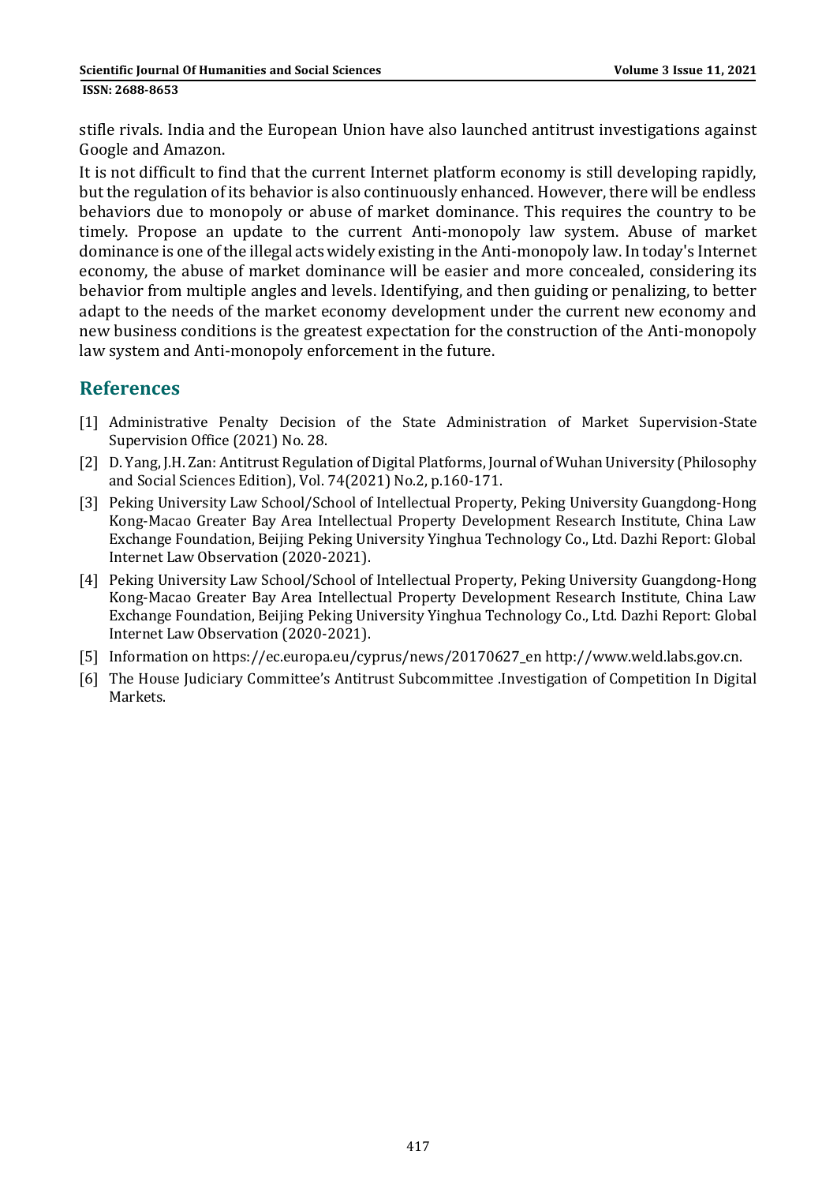stifle rivals. India and the European Union have also launched antitrust investigations against Google and Amazon.

It is not difficult to find that the current Internet platform economy is still developing rapidly, but the regulation of its behavior is also continuously enhanced. However, there will be endless behaviors due to monopoly or abuse of market dominance. This requires the country to be timely. Propose an update to the current Anti-monopoly law system. Abuse of market dominance is one of the illegal acts widely existing in the Anti-monopoly law. In today's Internet economy, the abuse of market dominance will be easier and more concealed, considering its behavior from multiple angles and levels. Identifying, and then guiding or penalizing, to better adapt to the needs of the market economy development under the current new economy and new business conditions is the greatest expectation for the construction of the Anti-monopoly law system and Anti-monopoly enforcement in the future.

## References

[1] Administrative Penalty Decision of the State Administration of Market Supervision-State Supervision Office (2021) No. 28.

[2] D. Yang, J.H. Zan: Antitrust Regulation of Digital Platforms, Journal of Wuhan University (Philosophy and Social Sciences Edition), Vol. 74(2021) No.2, p.160-171.

[3] Peking University Law School/School of Intellectual Property, Peking University Guangdong-Hong Kong-Macao Greater Bay Area Intellectual Property Development Research Institute, China Law Exchange Foundation, Beijing Peking University Yinghua Technology Co., Ltd. Dazhi Report: Global Internet Law Observation (2020-2021).

[4] Peking University Law School/School of Intellectual Property, Peking University Guangdong-Hong Kong-Macao Greater Bay Area Intellectual Property Development Research Institute, China Law Exchange Foundation, Beijing Peking University Yinghua Technology Co., Ltd. Dazhi Report: Global Internet Law Observation (2020-2021).

[5] Information on https://ec.europa.eu/cyprus/news/20170627_en http://www.weld.labs.gov.cn.

[6] The House Judiciary Committee's Antitrust Subcommittee .Investigation of Competition In Digital Markets.